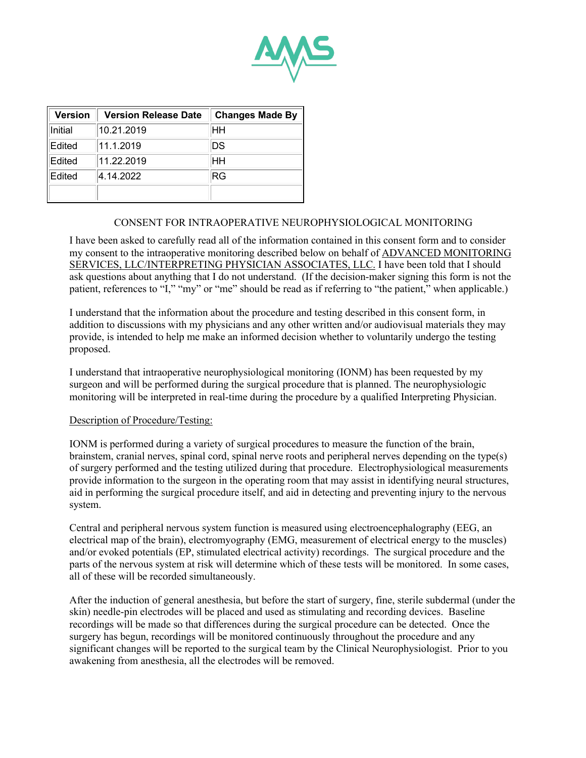| Version | Version Release Date | Changes Made By |
|---|---|---|
| Initial | 10.21.2019 | HH |
| Edited | 11.1.2019 | DS |
| Edited | 11.22.2019 | HH |
| Edited | 4.14.2022 | RG |
| | | |

# CONSENT FOR INTRAOPERATIVE NEUROPHYSIOLOGICAL MONITORING

I have been asked to carefully read all of the information contained in this consent form and to consider my consent to the intraoperative monitoring described below on behalf of ADVANCED MONITORING SERVICES, LLC/INTERPRETING PHYSICIAN ASSOCIATES, LLC. I have been told that I should ask questions about anything that I do not understand. (If the decision-maker signing this form is not the patient, references to "I," "my" or "me" should be read as if referring to "the patient," when applicable.)

I understand that the information about the procedure and testing described in this consent form, in addition to discussions with my physicians and any other written and/or audiovisual materials they may provide, is intended to help me make an informed decision whether to voluntarily undergo the testing proposed.

I understand that intraoperative neurophysiological monitoring (IONM) has been requested by my surgeon and will be performed during the surgical procedure that is planned. The neurophysiologic monitoring will be interpreted in real-time during the procedure by a qualified Interpreting Physician.

## Description of Procedure/Testing:

IONM is performed during a variety of surgical procedures to measure the function of the brain, brainstem, cranial nerves, spinal cord, spinal nerve roots and peripheral nerves depending on the type(s) of surgery performed and the testing utilized during that procedure. Electrophysiological measurements provide information to the surgeon in the operating room that may assist in identifying neural structures, aid in performing the surgical procedure itself, and aid in detecting and preventing injury to the nervous system.

Central and peripheral nervous system function is measured using electroencephalography (EEG, an electrical map of the brain), electromyography (EMG, measurement of electrical energy to the muscles) and/or evoked potentials (EP, stimulated electrical activity) recordings. The surgical procedure and the parts of the nervous system at risk will determine which of these tests will be monitored. In some cases, all of these will be recorded simultaneously.

After the induction of general anesthesia, but before the start of surgery, fine, sterile subdermal (under the skin) needle-pin electrodes will be placed and used as stimulating and recording devices. Baseline recordings will be made so that differences during the surgical procedure can be detected. Once the surgery has begun, recordings will be monitored continuously throughout the procedure and any significant changes will be reported to the surgical team by the Clinical Neurophysiologist. Prior to you awakening from anesthesia, all the electrodes will be removed.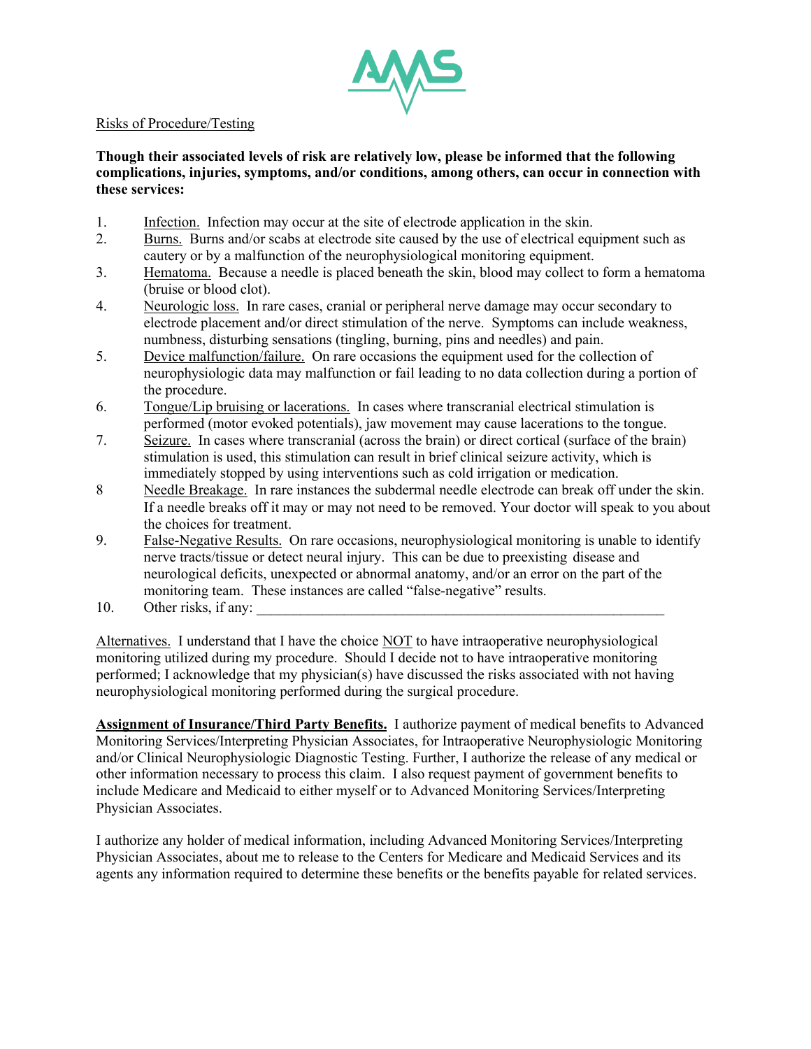Risks of Procedure/Testing

**Though their associated levels of risk are relatively low, please be informed that the following complications, injuries, symptoms, and/or conditions, among others, can occur in connection with these services:**

1. Infection. Infection may occur at the site of electrode application in the skin.
2. Burns. Burns and/or scabs at electrode site caused by the use of electrical equipment such as cautery or by a malfunction of the neurophysiological monitoring equipment.
3. Hematoma. Because a needle is placed beneath the skin, blood may collect to form a hematoma (bruise or blood clot).
4. Neurologic loss. In rare cases, cranial or peripheral nerve damage may occur secondary to electrode placement and/or direct stimulation of the nerve. Symptoms can include weakness, numbness, disturbing sensations (tingling, burning, pins and needles) and pain.
5. Device malfunction/failure. On rare occasions the equipment used for the collection of neurophysiologic data may malfunction or fail leading to no data collection during a portion of the procedure.
6. Tongue/Lip bruising or lacerations. In cases where transcranial electrical stimulation is performed (motor evoked potentials), jaw movement may cause lacerations to the tongue.
7. Seizure. In cases where transcranial (across the brain) or direct cortical (surface of the brain) stimulation is used, this stimulation can result in brief clinical seizure activity, which is immediately stopped by using interventions such as cold irrigation or medication.
8. Needle Breakage. In rare instances the subdermal needle electrode can break off under the skin. If a needle breaks off it may or may not need to be removed. Your doctor will speak to you about the choices for treatment.
9. False-Negative Results. On rare occasions, neurophysiological monitoring is unable to identify nerve tracts/tissue or detect neural injury. This can be due to preexisting disease and neurological deficits, unexpected or abnormal anatomy, and/or an error on the part of the monitoring team. These instances are called "false-negative" results.
10. Other risks, if any: ___________________________________________________________

Alternatives. I understand that I have the choice NOT to have intraoperative neurophysiological monitoring utilized during my procedure. Should I decide not to have intraoperative monitoring performed; I acknowledge that my physician(s) have discussed the risks associated with not having neurophysiological monitoring performed during the surgical procedure.

**Assignment of Insurance/Third Party Benefits.** I authorize payment of medical benefits to Advanced Monitoring Services/Interpreting Physician Associates, for Intraoperative Neurophysiologic Monitoring and/or Clinical Neurophysiologic Diagnostic Testing. Further, I authorize the release of any medical or other information necessary to process this claim. I also request payment of government benefits to include Medicare and Medicaid to either myself or to Advanced Monitoring Services/Interpreting Physician Associates.

I authorize any holder of medical information, including Advanced Monitoring Services/Interpreting Physician Associates, about me to release to the Centers for Medicare and Medicaid Services and its agents any information required to determine these benefits or the benefits payable for related services.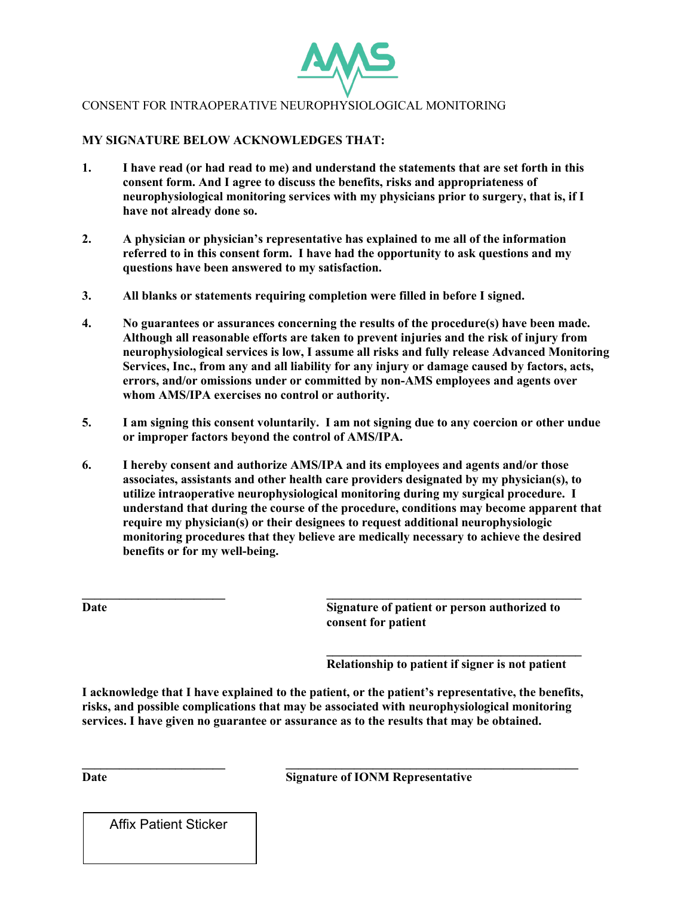CONSENT FOR INTRAOPERATIVE NEUROPHYSIOLOGICAL MONITORING

**MY SIGNATURE BELOW ACKNOWLEDGES THAT:**

1. **I have read (or had read to me) and understand the statements that are set forth in this consent form. And I agree to discuss the benefits, risks and appropriateness of neurophysiological monitoring services with my physicians prior to surgery, that is, if I have not already done so.**

2. **A physician or physician's representative has explained to me all of the information referred to in this consent form. I have had the opportunity to ask questions and my questions have been answered to my satisfaction.**

3. **All blanks or statements requiring completion were filled in before I signed.**

4. **No guarantees or assurances concerning the results of the procedure(s) have been made. Although all reasonable efforts are taken to prevent injuries and the risk of injury from neurophysiological services is low, I assume all risks and fully release Advanced Monitoring Services, Inc., from any and all liability for any injury or damage caused by factors, acts, errors, and/or omissions under or committed by non-AMS employees and agents over whom AMS/IPA exercises no control or authority.**

5. **I am signing this consent voluntarily. I am not signing due to any coercion or other undue or improper factors beyond the control of AMS/IPA.**

6. **I hereby consent and authorize AMS/IPA and its employees and agents and/or those associates, assistants and other health care providers designated by my physician(s), to utilize intraoperative neurophysiological monitoring during my surgical procedure. I understand that during the course of the procedure, conditions may become apparent that require my physician(s) or their designees to request additional neurophysiologic monitoring procedures that they believe are medically necessary to achieve the desired benefits or for my well-being.**

________________________ ________________________________________

**Date** **Signature of patient or person authorized to consent for patient**

________________________________________

**Relationship to patient if signer is not patient**

**I acknowledge that I have explained to the patient, or the patient's representative, the benefits, risks, and possible complications that may be associated with neurophysiological monitoring services. I have given no guarantee or assurance as to the results that may be obtained.**

________________________ ________________________________________

**Date** **Signature of IONM Representative**

Affix Patient Sticker